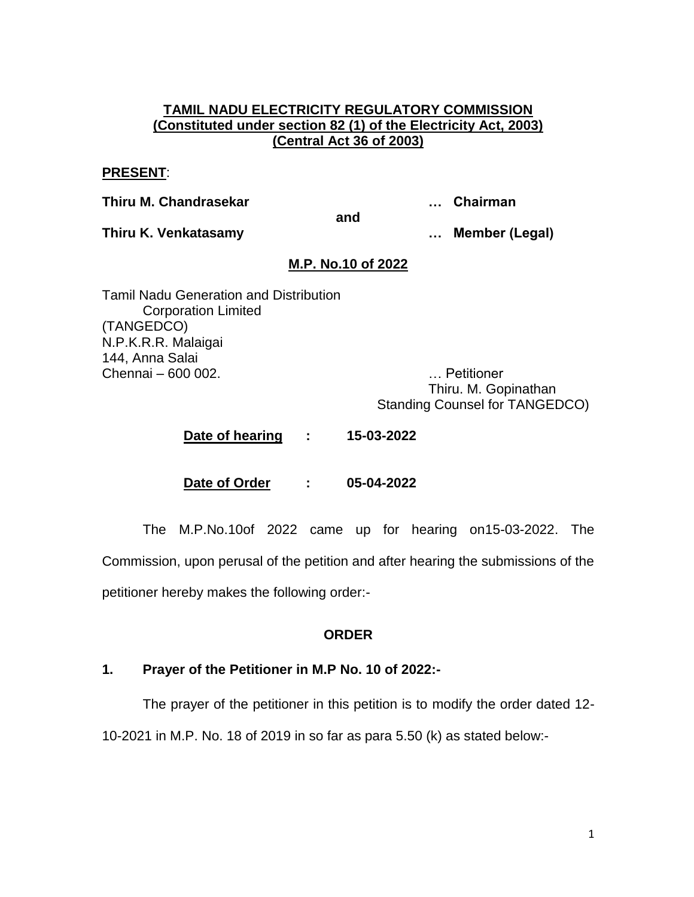**TAMIL NADU ELECTRICITY REGULATORY COMMISSION**
**(Constituted under section 82 (1) of the Electricity Act, 2003)**
**(Central Act 36 of 2003)**

**PRESENT**:

**Thiru M. Chandrasekar** … **Chairman**

**and**

**Thiru K. Venkatasamy** … **Member (Legal)**

**M.P. No.10 of 2022**

Tamil Nadu Generation and Distribution
Corporation Limited
(TANGEDCO)
N.P.K.R.R. Malaigai
144, Anna Salai
Chennai – 600 002. … Petitioner
Thiru. M. Gopinathan
Standing Counsel for TANGEDCO)

**Date of hearing : 15-03-2022**

**Date of Order : 05-04-2022**

The M.P.No.10of 2022 came up for hearing on15-03-2022. The Commission, upon perusal of the petition and after hearing the submissions of the petitioner hereby makes the following order:-

**ORDER**

**1. Prayer of the Petitioner in M.P No. 10 of 2022:-**

The prayer of the petitioner in this petition is to modify the order dated 12-10-2021 in M.P. No. 18 of 2019 in so far as para 5.50 (k) as stated below:-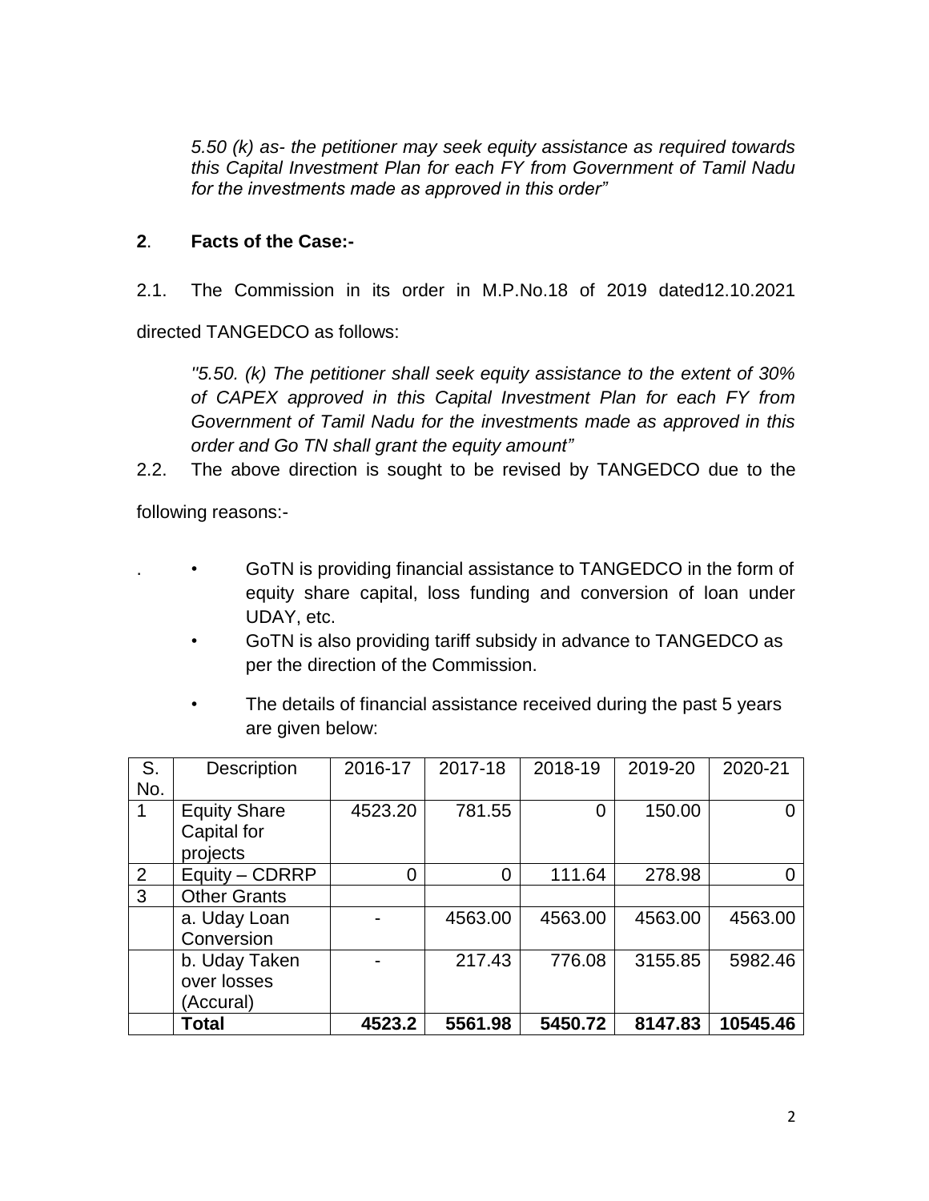*5.50 (k) as- the petitioner may seek equity assistance as required towards this Capital Investment Plan for each FY from Government of Tamil Nadu for the investments made as approved in this order"*

**2**. **Facts of the Case:-**

2.1. The Commission in its order in M.P.No.18 of 2019 dated12.10.2021 directed TANGEDCO as follows:

*"5.50. (k) The petitioner shall seek equity assistance to the extent of 30% of CAPEX approved in this Capital Investment Plan for each FY from Government of Tamil Nadu for the investments made as approved in this order and Go TN shall grant the equity amount"*

2.2. The above direction is sought to be revised by TANGEDCO due to the following reasons:-

- GoTN is providing financial assistance to TANGEDCO in the form of equity share capital, loss funding and conversion of loan under UDAY, etc.
- GoTN is also providing tariff subsidy in advance to TANGEDCO as per the direction of the Commission.
- The details of financial assistance received during the past 5 years are given below:

| S. No. | Description | 2016-17 | 2017-18 | 2018-19 | 2019-20 | 2020-21 |
|---|---|---|---|---|---|---|
| 1 | Equity Share Capital for projects | 4523.20 | 781.55 | 0 | 150.00 | 0 |
| 2 | Equity – CDRRP | 0 | 0 | 111.64 | 278.98 | 0 |
| 3 | Other Grants | | | | | |
| | a. Uday Loan Conversion | - | 4563.00 | 4563.00 | 4563.00 | 4563.00 |
| | b. Uday Taken over losses (Accural) | - | 217.43 | 776.08 | 3155.85 | 5982.46 |
| | **Total** | **4523.2** | **5561.98** | **5450.72** | **8147.83** | **10545.46** |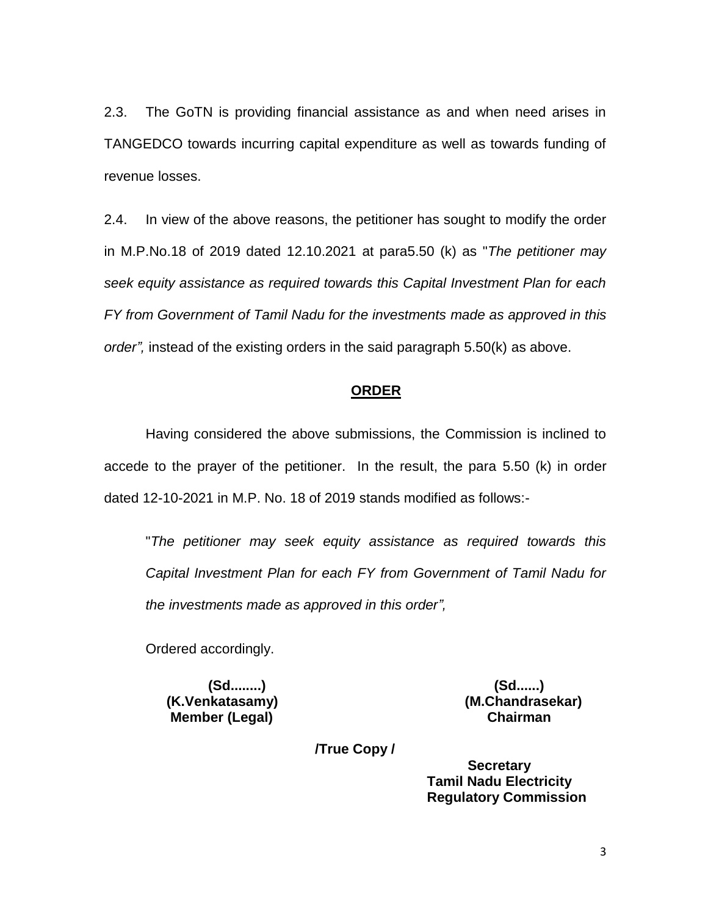2.3. The GoTN is providing financial assistance as and when need arises in TANGEDCO towards incurring capital expenditure as well as towards funding of revenue losses.

2.4. In view of the above reasons, the petitioner has sought to modify the order in M.P.No.18 of 2019 dated 12.10.2021 at para5.50 (k) as "*The petitioner may seek equity assistance as required towards this Capital Investment Plan for each FY from Government of Tamil Nadu for the investments made as approved in this order",* instead of the existing orders in the said paragraph 5.50(k) as above.

## **ORDER**

Having considered the above submissions, the Commission is inclined to accede to the prayer of the petitioner. In the result, the para 5.50 (k) in order dated 12-10-2021 in M.P. No. 18 of 2019 stands modified as follows:-

> "*The petitioner may seek equity assistance as required towards this Capital Investment Plan for each FY from Government of Tamil Nadu for the investments made as approved in this order",*

Ordered accordingly.

**(Sd........)**
**(K.Venkatasamy)**
**Member (Legal)**

**(Sd......)**
**(M.Chandrasekar)**
**Chairman**

**/True Copy /**

**Secretary**
**Tamil Nadu Electricity**
**Regulatory Commission**